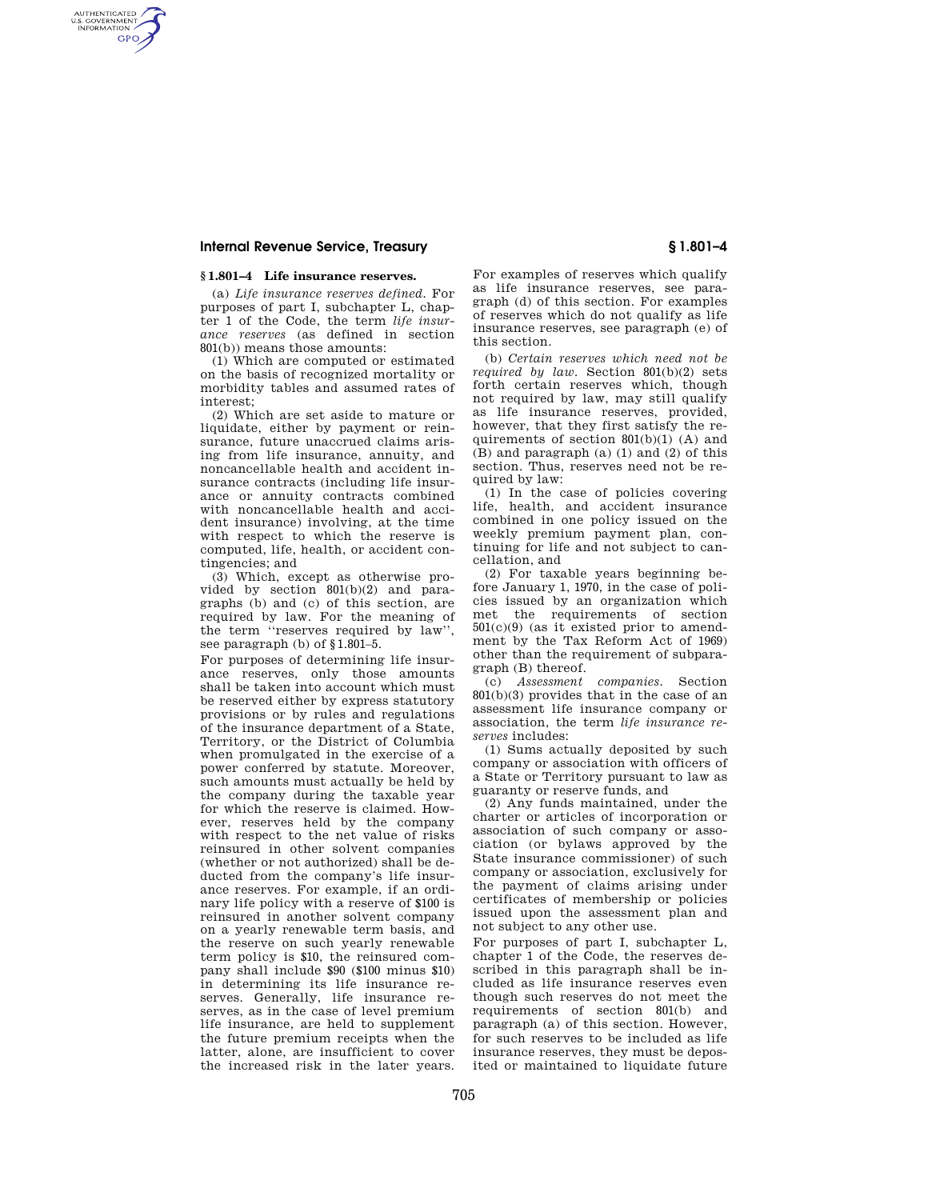## § 1.801–4 Life insurance reserves.

(a) *Life insurance reserves defined.* For purposes of part I, subchapter L, chapter 1 of the Code, the term *life insurance reserves* (as defined in section 801(b)) means those amounts:

(1) Which are computed or estimated on the basis of recognized mortality or morbidity tables and assumed rates of interest;

(2) Which are set aside to mature or liquidate, either by payment or reinsurance, future unaccrued claims arising from life insurance, annuity, and noncancellable health and accident insurance contracts (including life insurance or annuity contracts combined with noncancellable health and accident insurance) involving, at the time with respect to which the reserve is computed, life, health, or accident contingencies; and

(3) Which, except as otherwise provided by section 801(b)(2) and paragraphs (b) and (c) of this section, are required by law. For the meaning of the term "reserves required by law", see paragraph (b) of § 1.801–5.

For purposes of determining life insurance reserves, only those amounts shall be taken into account which must be reserved either by express statutory provisions or by rules and regulations of the insurance department of a State, Territory, or the District of Columbia when promulgated in the exercise of a power conferred by statute. Moreover, such amounts must actually be held by the company during the taxable year for which the reserve is claimed. However, reserves held by the company with respect to the net value of risks reinsured in other solvent companies (whether or not authorized) shall be deducted from the company's life insurance reserves. For example, if an ordinary life policy with a reserve of $100 is reinsured in another solvent company on a yearly renewable term basis, and the reserve on such yearly renewable term policy is $10, the reinsured company shall include $90 ($100 minus $10) in determining its life insurance reserves. Generally, life insurance reserves, as in the case of level premium life insurance, are held to supplement the future premium receipts when the latter, alone, are insufficient to cover the increased risk in the later years. For examples of reserves which qualify as life insurance reserves, see paragraph (d) of this section. For examples of reserves which do not qualify as life insurance reserves, see paragraph (e) of this section.

(b) *Certain reserves which need not be required by law.* Section 801(b)(2) sets forth certain reserves which, though not required by law, may still qualify as life insurance reserves, provided, however, that they first satisfy the requirements of section 801(b)(1) (A) and (B) and paragraph (a) (1) and (2) of this section. Thus, reserves need not be required by law:

(1) In the case of policies covering life, health, and accident insurance combined in one policy issued on the weekly premium payment plan, continuing for life and not subject to cancellation, and

(2) For taxable years beginning before January 1, 1970, in the case of policies issued by an organization which met the requirements of section 501(c)(9) (as it existed prior to amendment by the Tax Reform Act of 1969) other than the requirement of subparagraph (B) thereof.

(c) *Assessment companies.* Section 801(b)(3) provides that in the case of an assessment life insurance company or association, the term *life insurance reserves* includes:

(1) Sums actually deposited by such company or association with officers of a State or Territory pursuant to law as guaranty or reserve funds, and

(2) Any funds maintained, under the charter or articles of incorporation or association of such company or association (or bylaws approved by the State insurance commissioner) of such company or association, exclusively for the payment of claims arising under certificates of membership or policies issued upon the assessment plan and not subject to any other use.

For purposes of part I, subchapter L, chapter 1 of the Code, the reserves described in this paragraph shall be included as life insurance reserves even though such reserves do not meet the requirements of section 801(b) and paragraph (a) of this section. However, for such reserves to be included as life insurance reserves, they must be deposited or maintained to liquidate future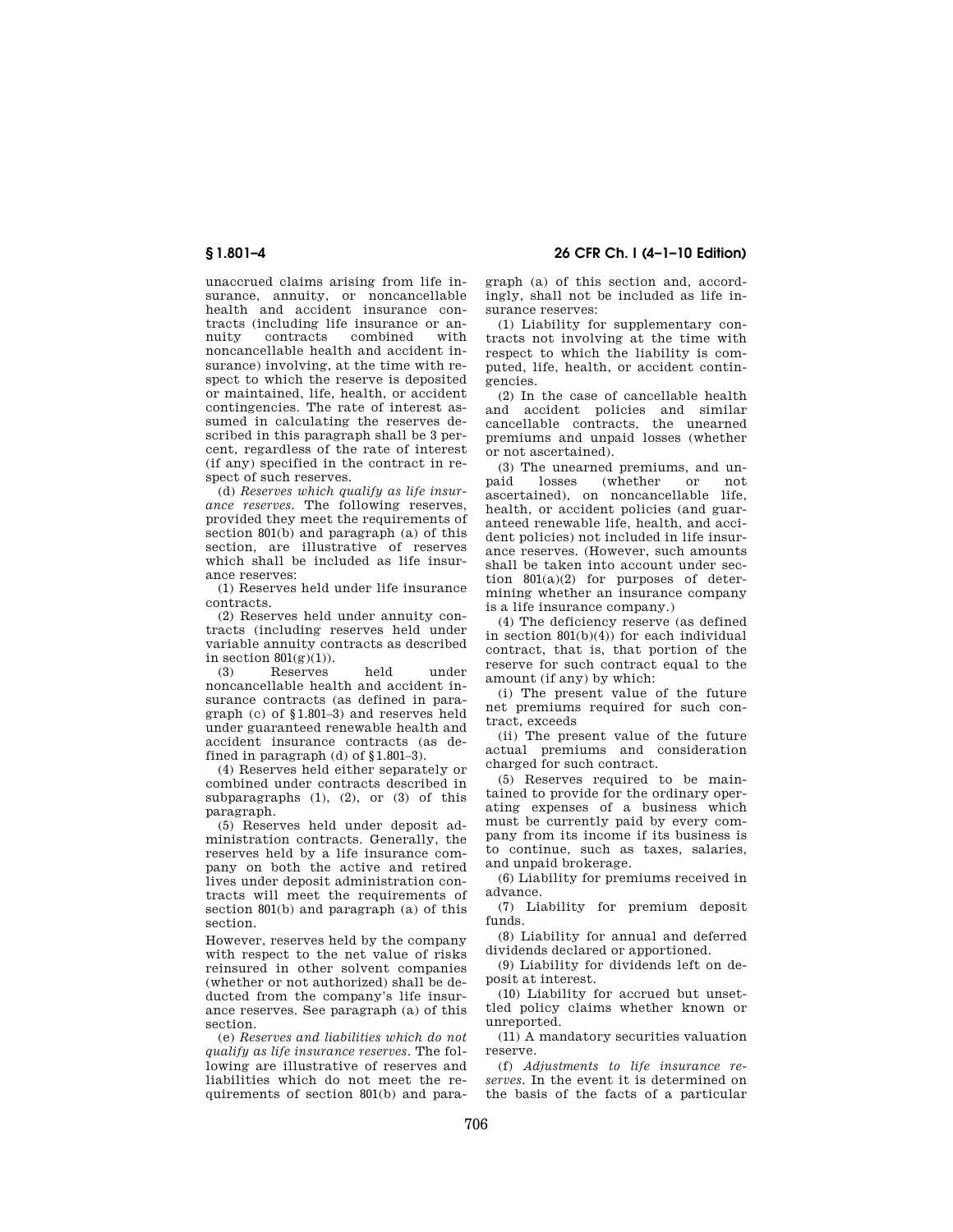unaccrued claims arising from life insurance, annuity, or noncancellable health and accident insurance contracts (including life insurance or annuity contracts combined with noncancellable health and accident insurance) involving, at the time with respect to which the reserve is deposited or maintained, life, health, or accident contingencies. The rate of interest assumed in calculating the reserves described in this paragraph shall be 3 percent, regardless of the rate of interest (if any) specified in the contract in respect of such reserves.

(d) *Reserves which qualify as life insurance reserves.* The following reserves, provided they meet the requirements of section 801(b) and paragraph (a) of this section, are illustrative of reserves which shall be included as life insurance reserves:

(1) Reserves held under life insurance contracts.

(2) Reserves held under annuity contracts (including reserves held under variable annuity contracts as described in section 801(g)(1)).

(3) Reserves held under noncancellable health and accident insurance contracts (as defined in paragraph (c) of §1.801–3) and reserves held under guaranteed renewable health and accident insurance contracts (as defined in paragraph (d) of §1.801–3).

(4) Reserves held either separately or combined under contracts described in subparagraphs (1), (2), or (3) of this paragraph.

(5) Reserves held under deposit administration contracts. Generally, the reserves held by a life insurance company on both the active and retired lives under deposit administration contracts will meet the requirements of section 801(b) and paragraph (a) of this section.

However, reserves held by the company with respect to the net value of risks reinsured in other solvent companies (whether or not authorized) shall be deducted from the company's life insurance reserves. See paragraph (a) of this section.

(e) *Reserves and liabilities which do not qualify as life insurance reserves.* The following are illustrative of reserves and liabilities which do not meet the requirements of section 801(b) and paragraph (a) of this section and, accordingly, shall not be included as life insurance reserves:

(1) Liability for supplementary contracts not involving at the time with respect to which the liability is computed, life, health, or accident contingencies.

(2) In the case of cancellable health and accident policies and similar cancellable contracts, the unearned premiums and unpaid losses (whether or not ascertained).

(3) The unearned premiums, and unpaid losses (whether or not ascertained), on noncancellable life, health, or accident policies (and guaranteed renewable life, health, and accident policies) not included in life insurance reserves. (However, such amounts shall be taken into account under section 801(a)(2) for purposes of determining whether an insurance company is a life insurance company.)

(4) The deficiency reserve (as defined in section 801(b)(4)) for each individual contract, that is, that portion of the reserve for such contract equal to the amount (if any) by which:

(i) The present value of the future net premiums required for such contract, exceeds

(ii) The present value of the future actual premiums and consideration charged for such contract.

(5) Reserves required to be maintained to provide for the ordinary operating expenses of a business which must be currently paid by every company from its income if its business is to continue, such as taxes, salaries, and unpaid brokerage.

(6) Liability for premiums received in advance.

(7) Liability for premium deposit funds.

(8) Liability for annual and deferred dividends declared or apportioned.

(9) Liability for dividends left on deposit at interest.

(10) Liability for accrued but unsettled policy claims whether known or unreported.

(11) A mandatory securities valuation reserve.

(f) *Adjustments to life insurance reserves.* In the event it is determined on the basis of the facts of a particular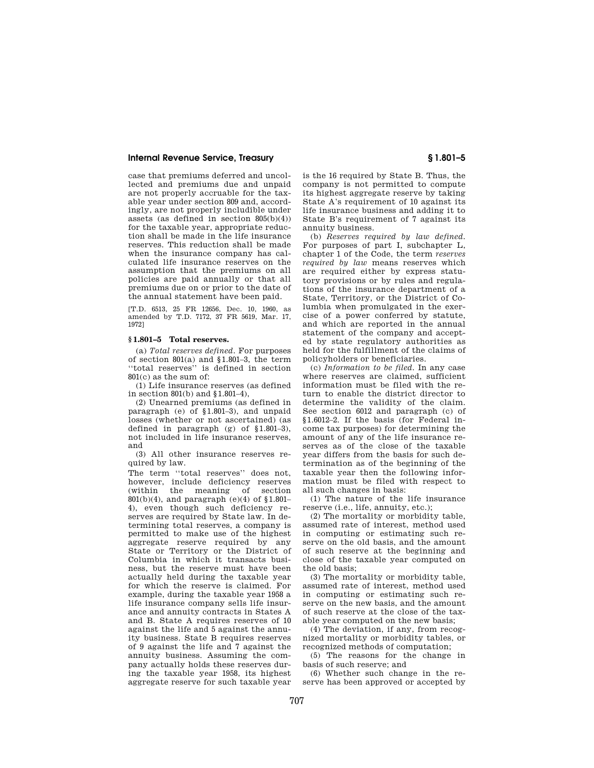case that premiums deferred and uncollected and premiums due and unpaid are not properly accruable for the taxable year under section 809 and, accordingly, are not properly includible under assets (as defined in section 805(b)(4)) for the taxable year, appropriate reduction shall be made in the life insurance reserves. This reduction shall be made when the insurance company has calculated life insurance reserves on the assumption that the premiums on all policies are paid annually or that all premiums due on or prior to the date of the annual statement have been paid.

[T.D. 6513, 25 FR 12656, Dec. 10, 1960, as amended by T.D. 7172, 37 FR 5619, Mar. 17, 1972]

### § 1.801–5 Total reserves.

(a) *Total reserves defined.* For purposes of section 801(a) and §1.801–3, the term ''total reserves'' is defined in section 801(c) as the sum of:

(1) Life insurance reserves (as defined in section 801(b) and §1.801–4),

(2) Unearned premiums (as defined in paragraph (e) of §1.801–3), and unpaid losses (whether or not ascertained) (as defined in paragraph (g) of §1.801–3), not included in life insurance reserves, and

(3) All other insurance reserves required by law.

The term ''total reserves'' does not, however, include deficiency reserves (within the meaning of section 801(b)(4), and paragraph (e)(4) of §1.801–4), even though such deficiency reserves are required by State law. In determining total reserves, a company is permitted to make use of the highest aggregate reserve required by any State or Territory or the District of Columbia in which it transacts business, but the reserve must have been actually held during the taxable year for which the reserve is claimed. For example, during the taxable year 1958 a life insurance company sells life insurance and annuity contracts in States A and B. State A requires reserves of 10 against the life and 5 against the annuity business. State B requires reserves of 9 against the life and 7 against the annuity business. Assuming the company actually holds these reserves during the taxable year 1958, its highest aggregate reserve for such taxable year is the 16 required by State B. Thus, the company is not permitted to compute its highest aggregate reserve by taking State A's requirement of 10 against its life insurance business and adding it to State B's requirement of 7 against its annuity business.

(b) *Reserves required by law defined.* For purposes of part I, subchapter L, chapter 1 of the Code, the term *reserves required by law* means reserves which are required either by express statutory provisions or by rules and regulations of the insurance department of a State, Territory, or the District of Columbia when promulgated in the exercise of a power conferred by statute, and which are reported in the annual statement of the company and accepted by state regulatory authorities as held for the fulfillment of the claims of policyholders or beneficiaries.

(c) *Information to be filed.* In any case where reserves are claimed, sufficient information must be filed with the return to enable the district director to determine the validity of the claim. See section 6012 and paragraph (c) of §1.6012–2. If the basis (for Federal income tax purposes) for determining the amount of any of the life insurance reserves as of the close of the taxable year differs from the basis for such determination as of the beginning of the taxable year then the following information must be filed with respect to all such changes in basis:

(1) The nature of the life insurance reserve (i.e., life, annuity, etc.);

(2) The mortality or morbidity table, assumed rate of interest, method used in computing or estimating such reserve on the old basis, and the amount of such reserve at the beginning and close of the taxable year computed on the old basis;

(3) The mortality or morbidity table, assumed rate of interest, method used in computing or estimating such reserve on the new basis, and the amount of such reserve at the close of the taxable year computed on the new basis;

(4) The deviation, if any, from recognized mortality or morbidity tables, or recognized methods of computation;

(5) The reasons for the change in basis of such reserve; and

(6) Whether such change in the reserve has been approved or accepted by